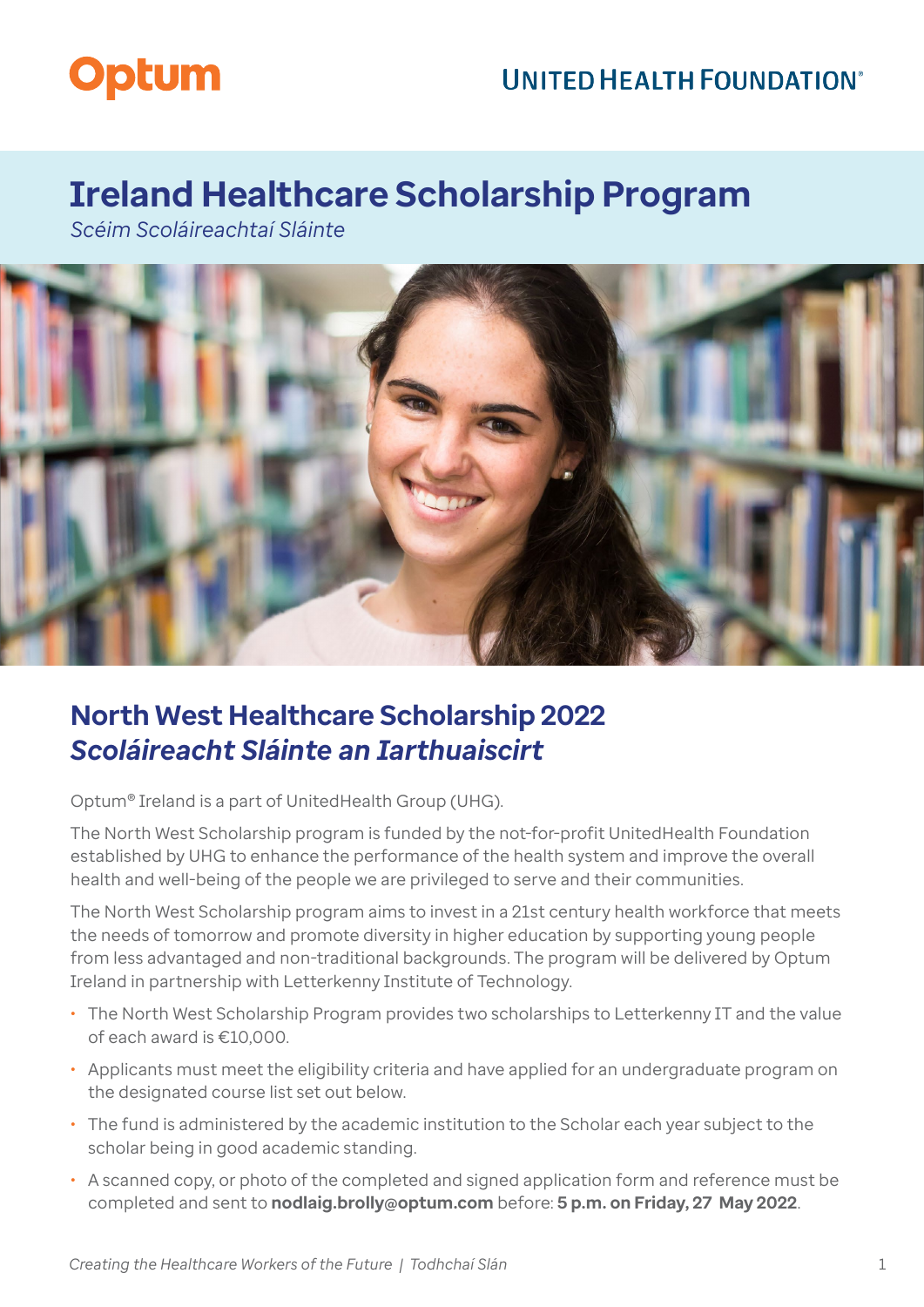Optum

UNITED HEALTH FOUNDATION®

# Ireland Healthcare Scholarship Program

*Scéim Scoláireachtaí Sláinte*

## North West Healthcare Scholarship 2022
## *Scoláireacht Sláinte an Iarthuaiscirt*

Optum® Ireland is a part of UnitedHealth Group (UHG).

The North West Scholarship program is funded by the not-for-profit UnitedHealth Foundation established by UHG to enhance the performance of the health system and improve the overall health and well-being of the people we are privileged to serve and their communities.

The North West Scholarship program aims to invest in a 21st century health workforce that meets the needs of tomorrow and promote diversity in higher education by supporting young people from less advantaged and non-traditional backgrounds. The program will be delivered by Optum Ireland in partnership with Letterkenny Institute of Technology.

- The North West Scholarship Program provides two scholarships to Letterkenny IT and the value of each award is €10,000.
- Applicants must meet the eligibility criteria and have applied for an undergraduate program on the designated course list set out below.
- The fund is administered by the academic institution to the Scholar each year subject to the scholar being in good academic standing.
- A scanned copy, or photo of the completed and signed application form and reference must be completed and sent to **nodlaig.brolly@optum.com** before: **5 p.m. on Friday, 27 May 2022**.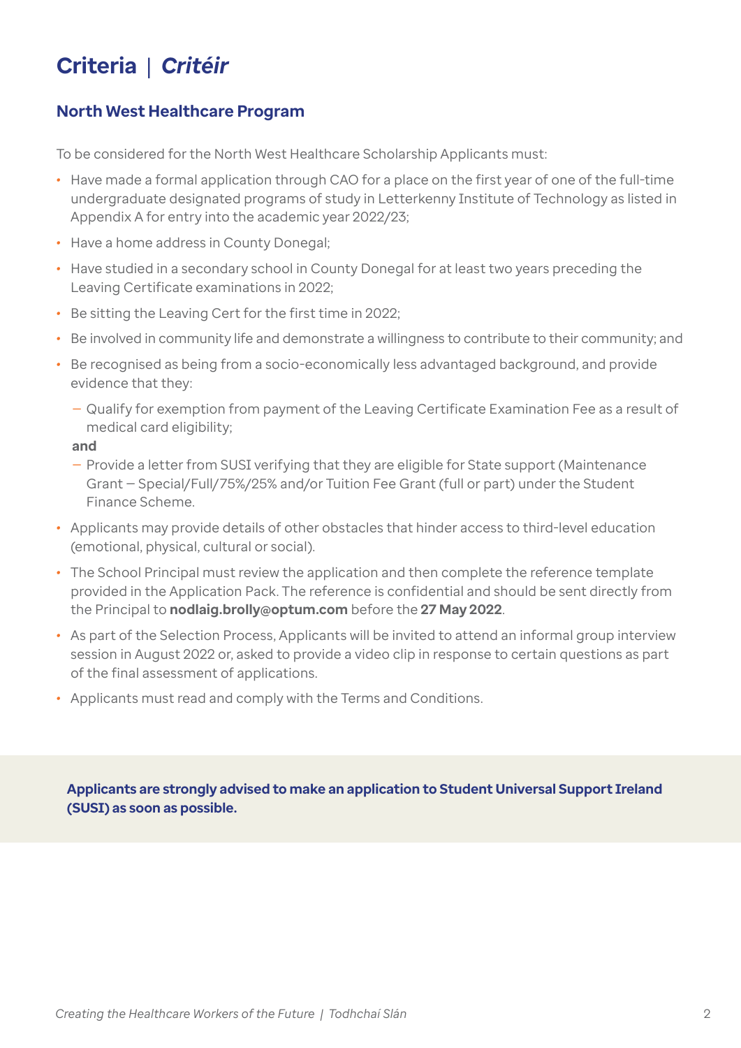# Criteria | *Critéir*

## North West Healthcare Program

To be considered for the North West Healthcare Scholarship Applicants must:

- Have made a formal application through CAO for a place on the first year of one of the full-time undergraduate designated programs of study in Letterkenny Institute of Technology as listed in Appendix A for entry into the academic year 2022/23;
- Have a home address in County Donegal;
- Have studied in a secondary school in County Donegal for at least two years preceding the Leaving Certificate examinations in 2022;
- Be sitting the Leaving Cert for the first time in 2022;
- Be involved in community life and demonstrate a willingness to contribute to their community; and
- Be recognised as being from a socio-economically less advantaged background, and provide evidence that they:
  - Qualify for exemption from payment of the Leaving Certificate Examination Fee as a result of medical card eligibility;

  **and**

  - Provide a letter from SUSI verifying that they are eligible for State support (Maintenance Grant – Special/Full/75%/25% and/or Tuition Fee Grant (full or part) under the Student Finance Scheme.
- Applicants may provide details of other obstacles that hinder access to third-level education (emotional, physical, cultural or social).
- The School Principal must review the application and then complete the reference template provided in the Application Pack. The reference is confidential and should be sent directly from the Principal to **nodlaig.brolly@optum.com** before the **27 May 2022**.
- As part of the Selection Process, Applicants will be invited to attend an informal group interview session in August 2022 or, asked to provide a video clip in response to certain questions as part of the final assessment of applications.
- Applicants must read and comply with the Terms and Conditions.

**Applicants are strongly advised to make an application to Student Universal Support Ireland (SUSI) as soon as possible.**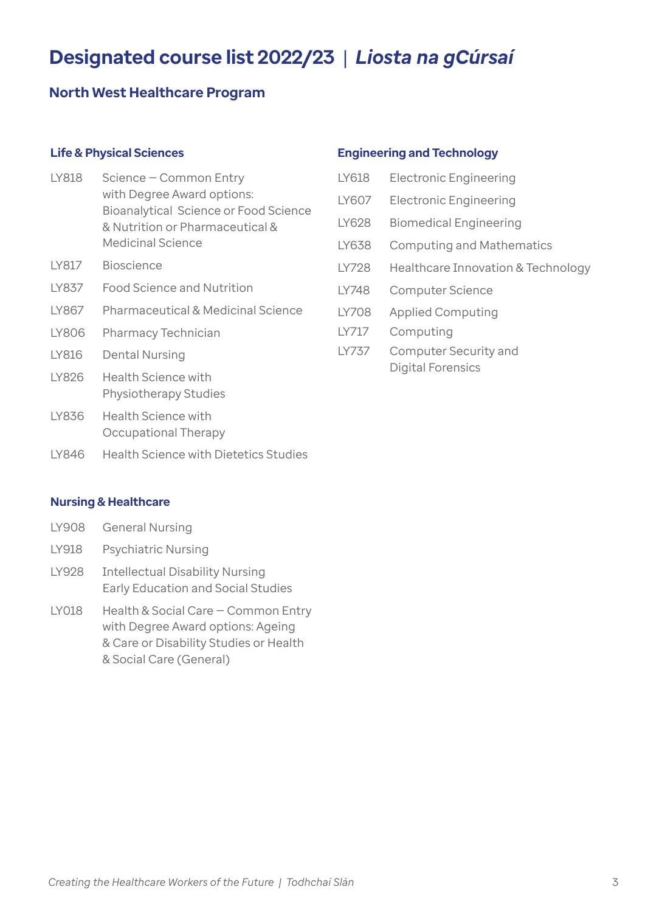# Designated course list 2022/23 | *Liosta na gCúrsaí*

## North West Healthcare Program

### Life & Physical Sciences

| | |
|---|---|
| LY818 | Science – Common Entry with Degree Award options: Bioanalytical Science or Food Science & Nutrition or Pharmaceutical & Medicinal Science |
| LY817 | Bioscience |
| LY837 | Food Science and Nutrition |
| LY867 | Pharmaceutical & Medicinal Science |
| LY806 | Pharmacy Technician |
| LY816 | Dental Nursing |
| LY826 | Health Science with Physiotherapy Studies |
| LY836 | Health Science with Occupational Therapy |
| LY846 | Health Science with Dietetics Studies |

### Nursing & Healthcare

| | |
|---|---|
| LY908 | General Nursing |
| LY918 | Psychiatric Nursing |
| LY928 | Intellectual Disability Nursing Early Education and Social Studies |
| LY018 | Health & Social Care – Common Entry with Degree Award options: Ageing & Care or Disability Studies or Health & Social Care (General) |

### Engineering and Technology

| | |
|---|---|
| LY618 | Electronic Engineering |
| LY607 | Electronic Engineering |
| LY628 | Biomedical Engineering |
| LY638 | Computing and Mathematics |
| LY728 | Healthcare Innovation & Technology |
| LY748 | Computer Science |
| LY708 | Applied Computing |
| LY717 | Computing |
| LY737 | Computer Security and Digital Forensics |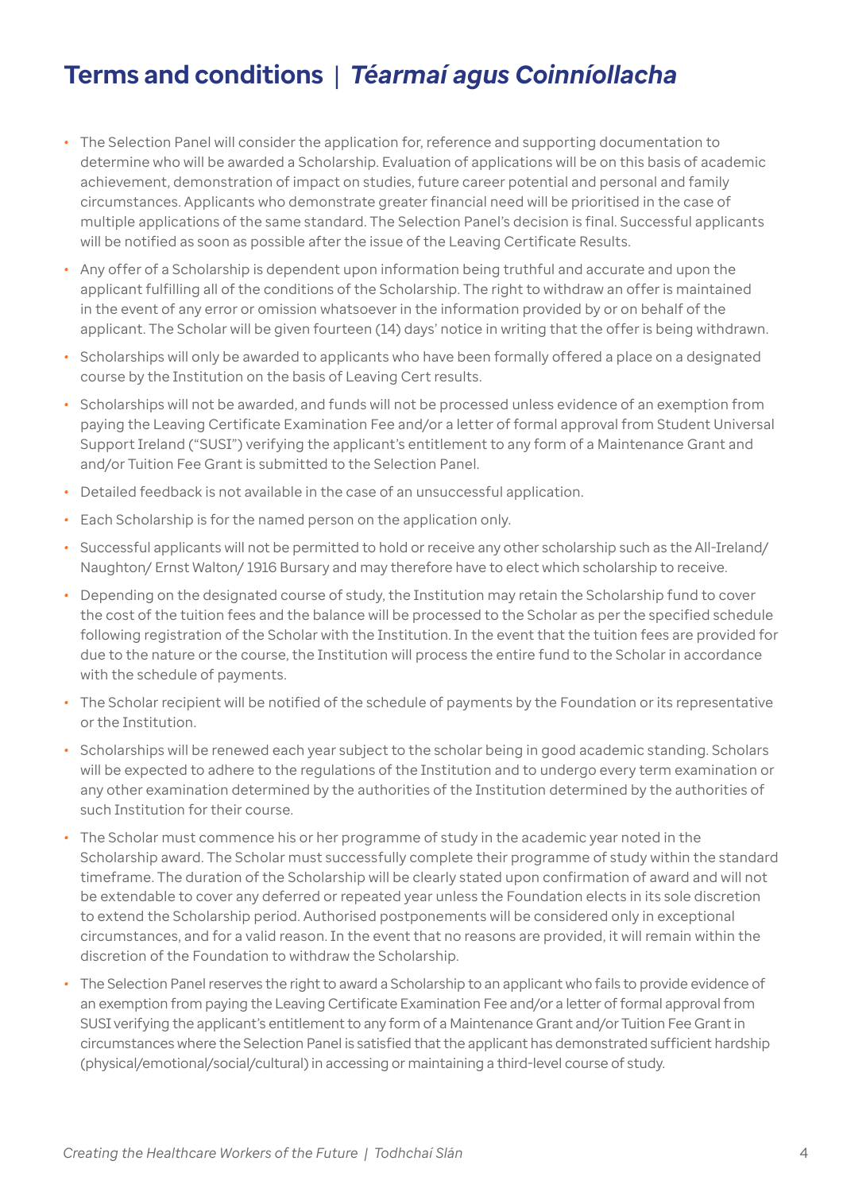# Terms and conditions | *Téarmaí agus Coinníollacha*

- The Selection Panel will consider the application for, reference and supporting documentation to determine who will be awarded a Scholarship. Evaluation of applications will be on this basis of academic achievement, demonstration of impact on studies, future career potential and personal and family circumstances. Applicants who demonstrate greater financial need will be prioritised in the case of multiple applications of the same standard. The Selection Panel's decision is final. Successful applicants will be notified as soon as possible after the issue of the Leaving Certificate Results.
- Any offer of a Scholarship is dependent upon information being truthful and accurate and upon the applicant fulfilling all of the conditions of the Scholarship. The right to withdraw an offer is maintained in the event of any error or omission whatsoever in the information provided by or on behalf of the applicant. The Scholar will be given fourteen (14) days' notice in writing that the offer is being withdrawn.
- Scholarships will only be awarded to applicants who have been formally offered a place on a designated course by the Institution on the basis of Leaving Cert results.
- Scholarships will not be awarded, and funds will not be processed unless evidence of an exemption from paying the Leaving Certificate Examination Fee and/or a letter of formal approval from Student Universal Support Ireland ("SUSI") verifying the applicant's entitlement to any form of a Maintenance Grant and and/or Tuition Fee Grant is submitted to the Selection Panel.
- Detailed feedback is not available in the case of an unsuccessful application.
- Each Scholarship is for the named person on the application only.
- Successful applicants will not be permitted to hold or receive any other scholarship such as the All-Ireland/ Naughton/ Ernst Walton/ 1916 Bursary and may therefore have to elect which scholarship to receive.
- Depending on the designated course of study, the Institution may retain the Scholarship fund to cover the cost of the tuition fees and the balance will be processed to the Scholar as per the specified schedule following registration of the Scholar with the Institution. In the event that the tuition fees are provided for due to the nature or the course, the Institution will process the entire fund to the Scholar in accordance with the schedule of payments.
- The Scholar recipient will be notified of the schedule of payments by the Foundation or its representative or the Institution.
- Scholarships will be renewed each year subject to the scholar being in good academic standing. Scholars will be expected to adhere to the regulations of the Institution and to undergo every term examination or any other examination determined by the authorities of the Institution determined by the authorities of such Institution for their course.
- The Scholar must commence his or her programme of study in the academic year noted in the Scholarship award. The Scholar must successfully complete their programme of study within the standard timeframe. The duration of the Scholarship will be clearly stated upon confirmation of award and will not be extendable to cover any deferred or repeated year unless the Foundation elects in its sole discretion to extend the Scholarship period. Authorised postponements will be considered only in exceptional circumstances, and for a valid reason. In the event that no reasons are provided, it will remain within the discretion of the Foundation to withdraw the Scholarship.
- The Selection Panel reserves the right to award a Scholarship to an applicant who fails to provide evidence of an exemption from paying the Leaving Certificate Examination Fee and/or a letter of formal approval from SUSI verifying the applicant's entitlement to any form of a Maintenance Grant and/or Tuition Fee Grant in circumstances where the Selection Panel is satisfied that the applicant has demonstrated sufficient hardship (physical/emotional/social/cultural) in accessing or maintaining a third-level course of study.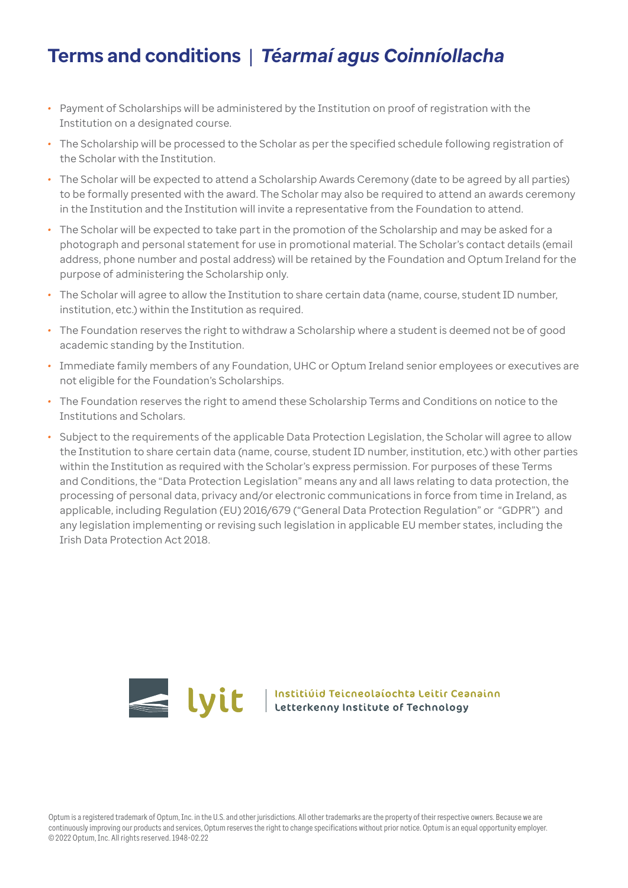# Terms and conditions | *Téarmaí agus Coinníollacha*

- Payment of Scholarships will be administered by the Institution on proof of registration with the Institution on a designated course.
- The Scholarship will be processed to the Scholar as per the specified schedule following registration of the Scholar with the Institution.
- The Scholar will be expected to attend a Scholarship Awards Ceremony (date to be agreed by all parties) to be formally presented with the award. The Scholar may also be required to attend an awards ceremony in the Institution and the Institution will invite a representative from the Foundation to attend.
- The Scholar will be expected to take part in the promotion of the Scholarship and may be asked for a photograph and personal statement for use in promotional material. The Scholar's contact details (email address, phone number and postal address) will be retained by the Foundation and Optum Ireland for the purpose of administering the Scholarship only.
- The Scholar will agree to allow the Institution to share certain data (name, course, student ID number, institution, etc.) within the Institution as required.
- The Foundation reserves the right to withdraw a Scholarship where a student is deemed not be of good academic standing by the Institution.
- Immediate family members of any Foundation, UHC or Optum Ireland senior employees or executives are not eligible for the Foundation's Scholarships.
- The Foundation reserves the right to amend these Scholarship Terms and Conditions on notice to the Institutions and Scholars.
- Subject to the requirements of the applicable Data Protection Legislation, the Scholar will agree to allow the Institution to share certain data (name, course, student ID number, institution, etc.) with other parties within the Institution as required with the Scholar's express permission. For purposes of these Terms and Conditions, the "Data Protection Legislation" means any and all laws relating to data protection, the processing of personal data, privacy and/or electronic communications in force from time in Ireland, as applicable, including Regulation (EU) 2016/679 ("General Data Protection Regulation" or "GDPR") and any legislation implementing or revising such legislation in applicable EU member states, including the Irish Data Protection Act 2018.

lyit | Institiúid Teicneolaíochta Leitir Ceanainn
Letterkenny Institute of Technology

Optum is a registered trademark of Optum, Inc. in the U.S. and other jurisdictions. All other trademarks are the property of their respective owners. Because we are continuously improving our products and services, Optum reserves the right to change specifications without prior notice. Optum is an equal opportunity employer. © 2022 Optum, Inc. All rights reserved. 1948-02.22